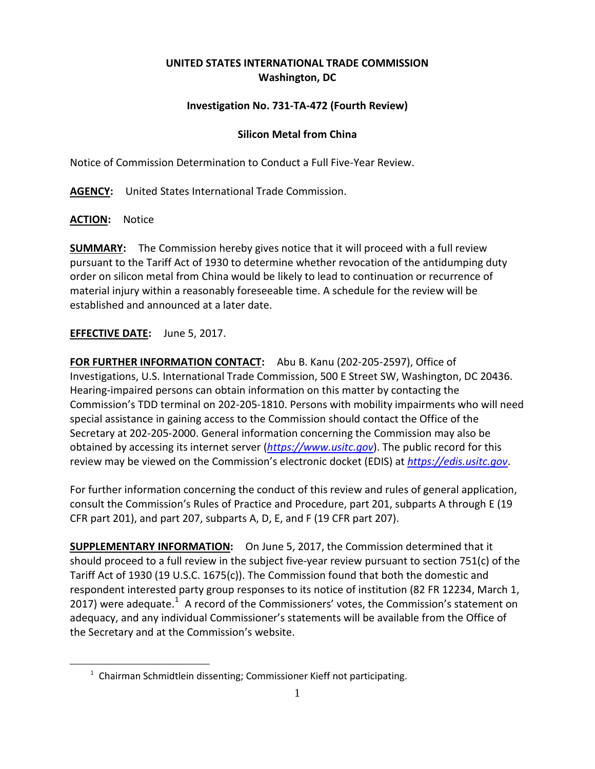**UNITED STATES INTERNATIONAL TRADE COMMISSION**
**Washington, DC**

**Investigation No. 731-TA-472 (Fourth Review)**

**Silicon Metal from China**

Notice of Commission Determination to Conduct a Full Five-Year Review.

**AGENCY:** United States International Trade Commission.

**ACTION:** Notice

**SUMMARY:** The Commission hereby gives notice that it will proceed with a full review pursuant to the Tariff Act of 1930 to determine whether revocation of the antidumping duty order on silicon metal from China would be likely to lead to continuation or recurrence of material injury within a reasonably foreseeable time. A schedule for the review will be established and announced at a later date.

**EFFECTIVE DATE:** June 5, 2017.

**FOR FURTHER INFORMATION CONTACT:** Abu B. Kanu (202-205-2597), Office of Investigations, U.S. International Trade Commission, 500 E Street SW, Washington, DC 20436. Hearing-impaired persons can obtain information on this matter by contacting the Commission's TDD terminal on 202-205-1810. Persons with mobility impairments who will need special assistance in gaining access to the Commission should contact the Office of the Secretary at 202-205-2000. General information concerning the Commission may also be obtained by accessing its internet server (*https://www.usitc.gov*). The public record for this review may be viewed on the Commission's electronic docket (EDIS) at *https://edis.usitc.gov*.

For further information concerning the conduct of this review and rules of general application, consult the Commission's Rules of Practice and Procedure, part 201, subparts A through E (19 CFR part 201), and part 207, subparts A, D, E, and F (19 CFR part 207).

**SUPPLEMENTARY INFORMATION:** On June 5, 2017, the Commission determined that it should proceed to a full review in the subject five-year review pursuant to section 751(c) of the Tariff Act of 1930 (19 U.S.C. 1675(c)). The Commission found that both the domestic and respondent interested party group responses to its notice of institution (82 FR 12234, March 1, 2017) were adequate.[1] A record of the Commissioners' votes, the Commission's statement on adequacy, and any individual Commissioner's statements will be available from the Office of the Secretary and at the Commission's website.

[1] Chairman Schmidtlein dissenting; Commissioner Kieff not participating.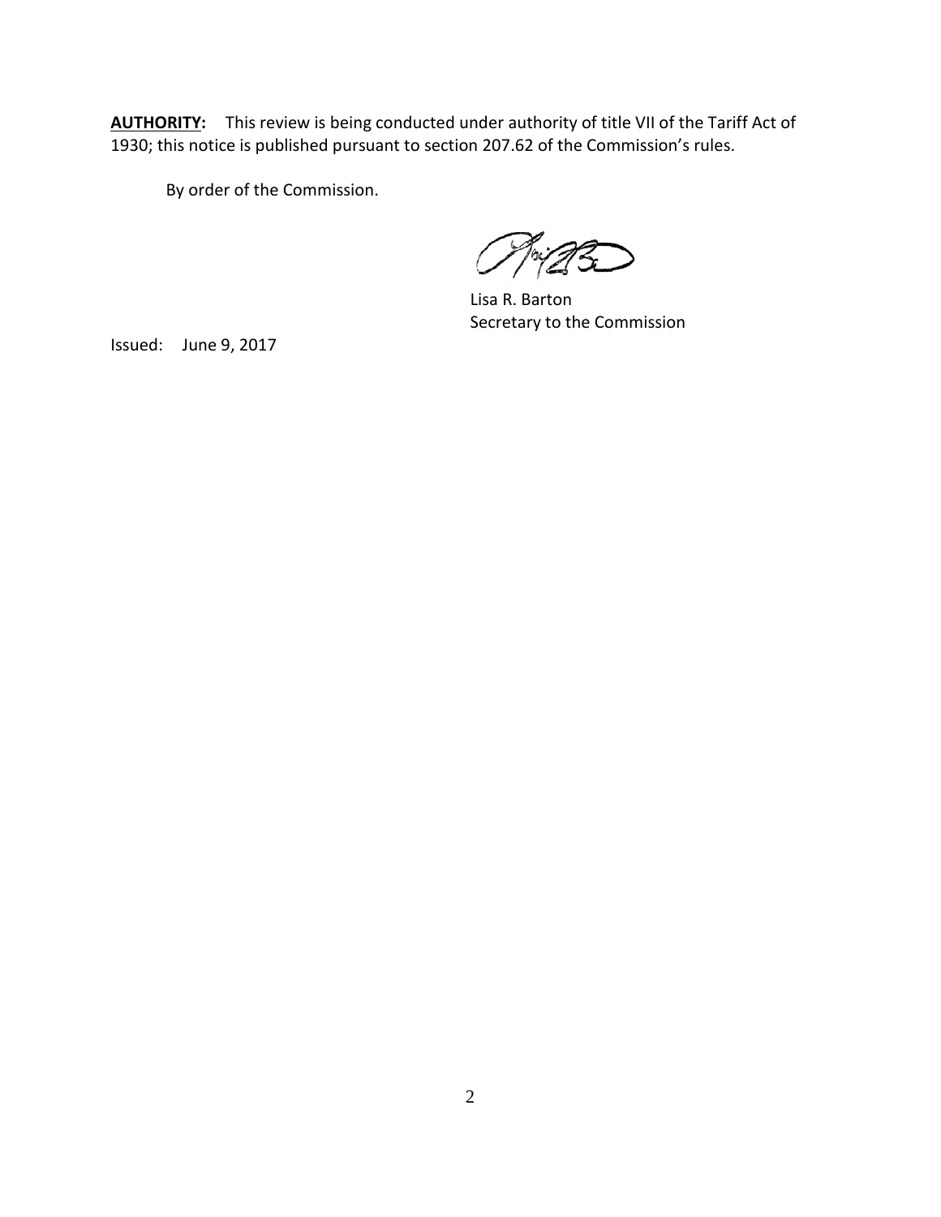**AUTHORITY:** This review is being conducted under authority of title VII of the Tariff Act of 1930; this notice is published pursuant to section 207.62 of the Commission's rules.

By order of the Commission.

Lisa R. Barton
Secretary to the Commission

Issued: June 9, 2017